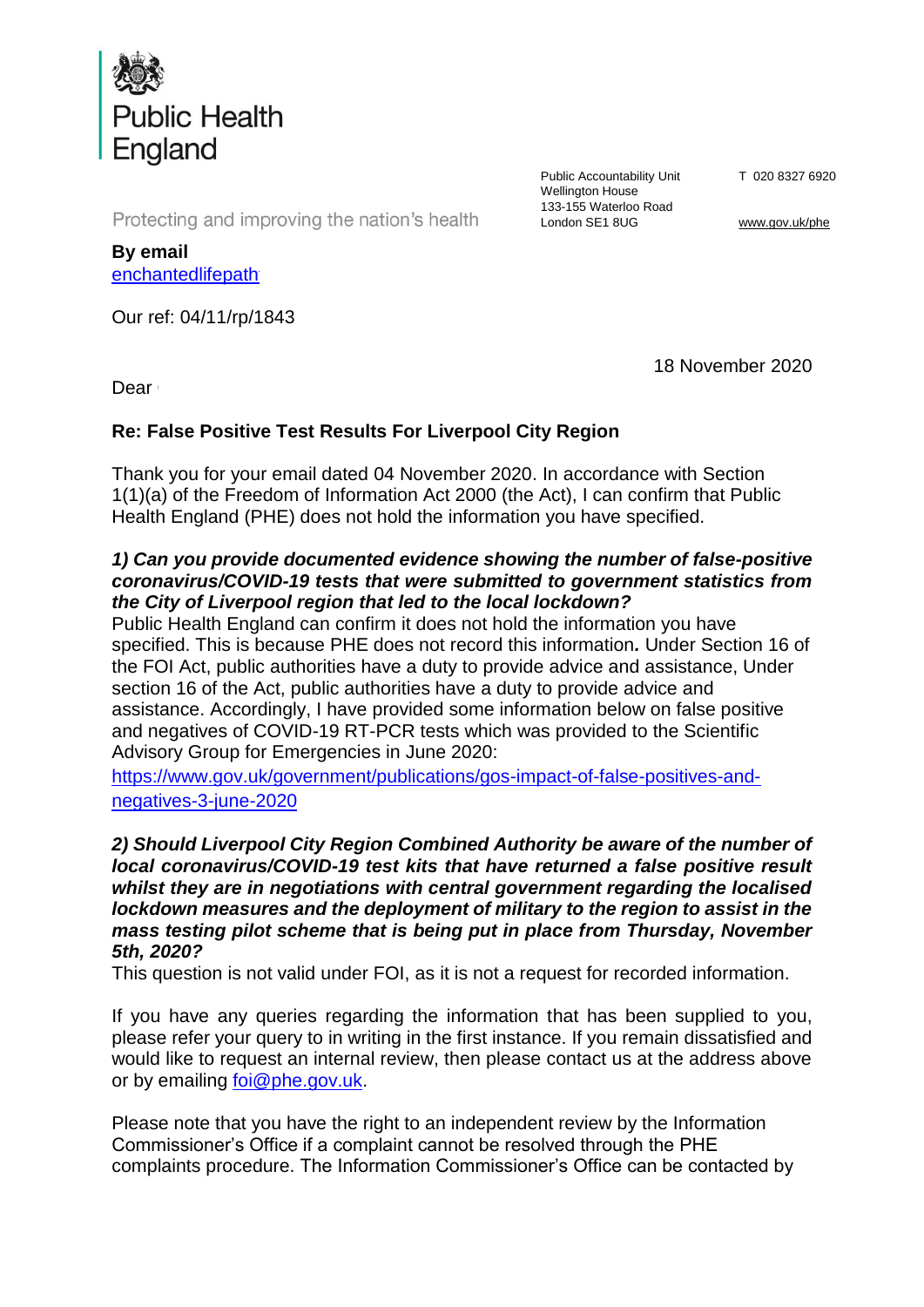Public Health England

Protecting and improving the nation's health

Public Accountability Unit
Wellington House
133-155 Waterloo Road
London SE1 8UG

T 020 8327 6920

www.gov.uk/phe

**By email**
enchantedlifepath

Our ref: 04/11/rp/1843

18 November 2020

Dear

**Re: False Positive Test Results For Liverpool City Region**

Thank you for your email dated 04 November 2020. In accordance with Section 1(1)(a) of the Freedom of Information Act 2000 (the Act), I can confirm that Public Health England (PHE) does not hold the information you have specified.

***1) Can you provide documented evidence showing the number of false-positive coronavirus/COVID-19 tests that were submitted to government statistics from the City of Liverpool region that led to the local lockdown?***

Public Health England can confirm it does not hold the information you have specified. This is because PHE does not record this information***.*** Under Section 16 of the FOI Act, public authorities have a duty to provide advice and assistance, Under section 16 of the Act, public authorities have a duty to provide advice and assistance. Accordingly, I have provided some information below on false positive and negatives of COVID-19 RT-PCR tests which was provided to the Scientific Advisory Group for Emergencies in June 2020:

https://www.gov.uk/government/publications/gos-impact-of-false-positives-and-negatives-3-june-2020

***2) Should Liverpool City Region Combined Authority be aware of the number of local coronavirus/COVID-19 test kits that have returned a false positive result whilst they are in negotiations with central government regarding the localised lockdown measures and the deployment of military to the region to assist in the mass testing pilot scheme that is being put in place from Thursday, November 5th, 2020?***

This question is not valid under FOI, as it is not a request for recorded information.

If you have any queries regarding the information that has been supplied to you, please refer your query to in writing in the first instance. If you remain dissatisfied and would like to request an internal review, then please contact us at the address above or by emailing foi@phe.gov.uk.

Please note that you have the right to an independent review by the Information Commissioner's Office if a complaint cannot be resolved through the PHE complaints procedure. The Information Commissioner's Office can be contacted by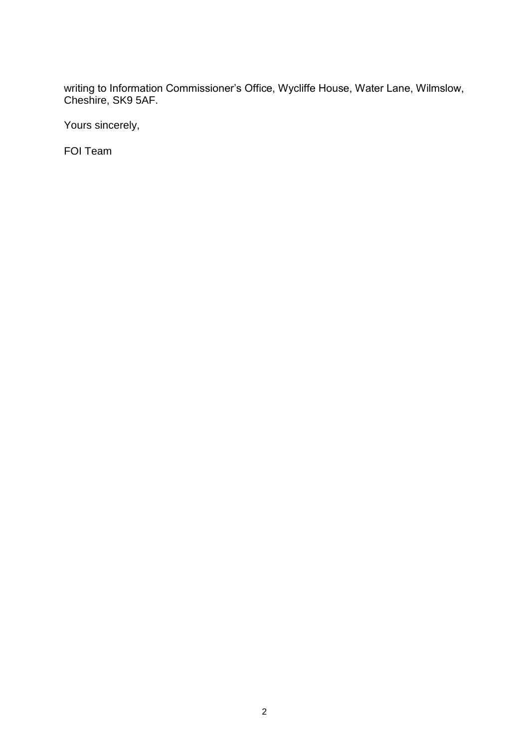writing to Information Commissioner's Office, Wycliffe House, Water Lane, Wilmslow, Cheshire, SK9 5AF.

Yours sincerely,

FOI Team